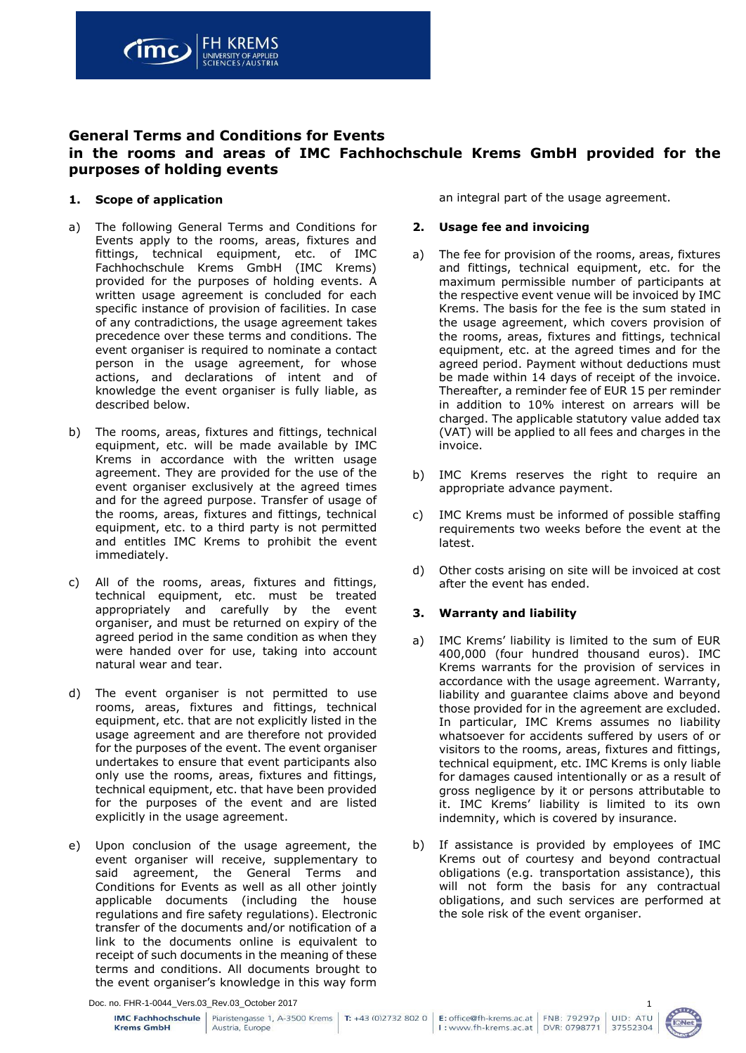# General Terms and Conditions for Events in the rooms and areas of IMC Fachhochschule Krems GmbH provided for the purposes of holding events

## 1. Scope of application

a) The following General Terms and Conditions for Events apply to the rooms, areas, fixtures and fittings, technical equipment, etc. of IMC Fachhochschule Krems GmbH (IMC Krems) provided for the purposes of holding events. A written usage agreement is concluded for each specific instance of provision of facilities. In case of any contradictions, the usage agreement takes precedence over these terms and conditions. The event organiser is required to nominate a contact person in the usage agreement, for whose actions, and declarations of intent and of knowledge the event organiser is fully liable, as described below.

b) The rooms, areas, fixtures and fittings, technical equipment, etc. will be made available by IMC Krems in accordance with the written usage agreement. They are provided for the use of the event organiser exclusively at the agreed times and for the agreed purpose. Transfer of usage of the rooms, areas, fixtures and fittings, technical equipment, etc. to a third party is not permitted and entitles IMC Krems to prohibit the event immediately.

c) All of the rooms, areas, fixtures and fittings, technical equipment, etc. must be treated appropriately and carefully by the event organiser, and must be returned on expiry of the agreed period in the same condition as when they were handed over for use, taking into account natural wear and tear.

d) The event organiser is not permitted to use rooms, areas, fixtures and fittings, technical equipment, etc. that are not explicitly listed in the usage agreement and are therefore not provided for the purposes of the event. The event organiser undertakes to ensure that event participants also only use the rooms, areas, fixtures and fittings, technical equipment, etc. that have been provided for the purposes of the event and are listed explicitly in the usage agreement.

e) Upon conclusion of the usage agreement, the event organiser will receive, supplementary to said agreement, the General Terms and Conditions for Events as well as all other jointly applicable documents (including the house regulations and fire safety regulations). Electronic transfer of the documents and/or notification of a link to the documents online is equivalent to receipt of such documents in the meaning of these terms and conditions. All documents brought to the event organiser's knowledge in this way form an integral part of the usage agreement.

## 2. Usage fee and invoicing

a) The fee for provision of the rooms, areas, fixtures and fittings, technical equipment, etc. for the maximum permissible number of participants at the respective event venue will be invoiced by IMC Krems. The basis for the fee is the sum stated in the usage agreement, which covers provision of the rooms, areas, fixtures and fittings, technical equipment, etc. at the agreed times and for the agreed period. Payment without deductions must be made within 14 days of receipt of the invoice. Thereafter, a reminder fee of EUR 15 per reminder in addition to 10% interest on arrears will be charged. The applicable statutory value added tax (VAT) will be applied to all fees and charges in the invoice.

b) IMC Krems reserves the right to require an appropriate advance payment.

c) IMC Krems must be informed of possible staffing requirements two weeks before the event at the latest.

d) Other costs arising on site will be invoiced at cost after the event has ended.

## 3. Warranty and liability

a) IMC Krems' liability is limited to the sum of EUR 400,000 (four hundred thousand euros). IMC Krems warrants for the provision of services in accordance with the usage agreement. Warranty, liability and guarantee claims above and beyond those provided for in the agreement are excluded. In particular, IMC Krems assumes no liability whatsoever for accidents suffered by users of or visitors to the rooms, areas, fixtures and fittings, technical equipment, etc. IMC Krems is only liable for damages caused intentionally or as a result of gross negligence by it or persons attributable to it. IMC Krems' liability is limited to its own indemnity, which is covered by insurance.

b) If assistance is provided by employees of IMC Krems out of courtesy and beyond contractual obligations (e.g. transportation assistance), this will not form the basis for contractual obligations, and such services are performed at the sole risk of the event organiser.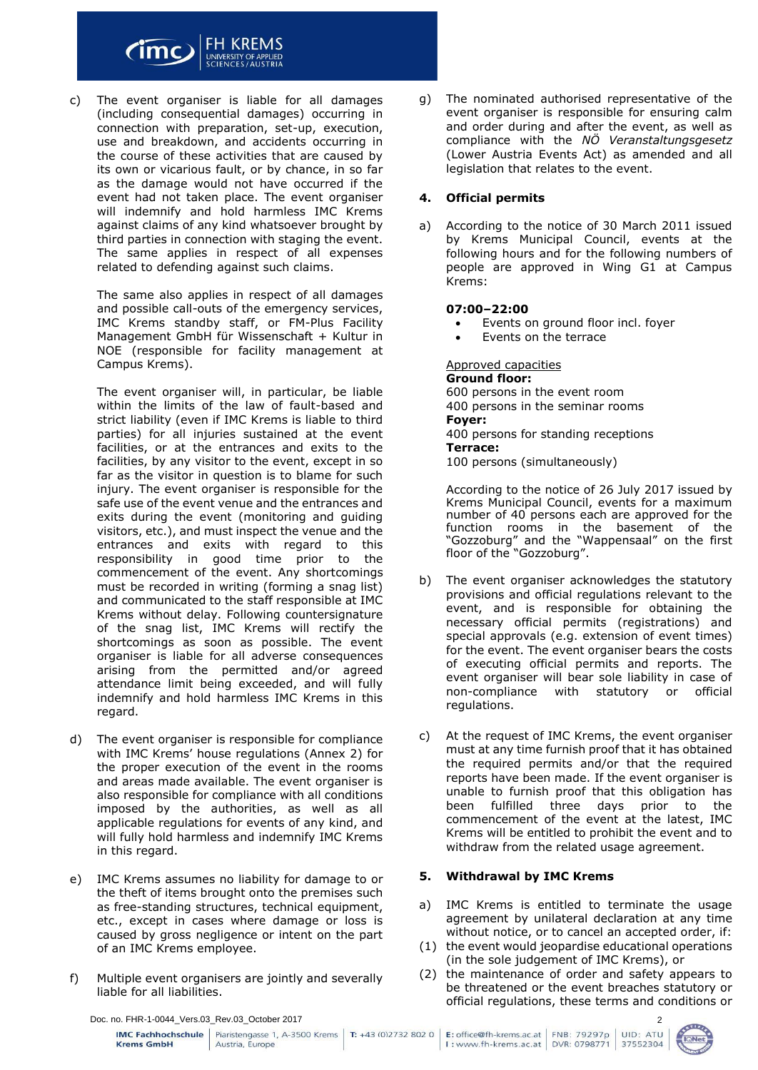c) The event organiser is liable for all damages (including consequential damages) occurring in connection with preparation, set-up, execution, use and breakdown, and accidents occurring in the course of these activities that are caused by its own or vicarious fault, or by chance, in so far as the damage would not have occurred if the event had not taken place. The event organiser will indemnify and hold harmless IMC Krems against claims of any kind whatsoever brought by third parties in connection with staging the event. The same applies in respect of all expenses related to defending against such claims.

   The same also applies in respect of all damages and possible call-outs of the emergency services, IMC Krems standby staff, or FM-Plus Facility Management GmbH für Wissenschaft + Kultur in NOE (responsible for facility management at Campus Krems).

   The event organiser will, in particular, be liable within the limits of the law of fault-based and strict liability (even if IMC Krems is liable to third parties) for all injuries sustained at the event facilities, or at the entrances and exits to the facilities, by any visitor to the event, except in so far as the visitor in question is to blame for such injury. The event organiser is responsible for the safe use of the event venue and the entrances and exits during the event (monitoring and guiding visitors, etc.), and must inspect the venue and the entrances and exits with regard to this responsibility in good time prior to the commencement of the event. Any shortcomings must be recorded in writing (forming a snag list) and communicated to the staff responsible at IMC Krems without delay. Following countersignature of the snag list, IMC Krems will rectify the shortcomings as soon as possible. The event organiser is liable for all adverse consequences arising from the permitted and/or agreed attendance limit being exceeded, and will fully indemnify and hold harmless IMC Krems in this regard.

d) The event organiser is responsible for compliance with IMC Krems' house regulations (Annex 2) for the proper execution of the event in the rooms and areas made available. The event organiser is also responsible for compliance with all conditions imposed by the authorities, as well as all applicable regulations for events of any kind, and will fully hold harmless and indemnify IMC Krems in this regard.

e) IMC Krems assumes no liability for damage to or the theft of items brought onto the premises such as free-standing structures, technical equipment, etc., except in cases where damage or loss is caused by gross negligence or intent on the part of an IMC Krems employee.

f) Multiple event organisers are jointly and severally liable for all liabilities.

g) The nominated authorised representative of the event organiser is responsible for ensuring calm and order during and after the event, as well as compliance with the *NÖ Veranstaltungsgesetz* (Lower Austria Events Act) as amended and all legislation that relates to the event.

## 4. Official permits

a) According to the notice of 30 March 2011 issued by Krems Municipal Council, events at the following hours and for the following numbers of people are approved in Wing G1 at Campus Krems:

   **07:00–22:00**

   - Events on ground floor incl. foyer
   - Events on the terrace

   <u>Approved capacities</u>
   **Ground floor:**
   600 persons in the event room
   400 persons in the seminar rooms
   **Foyer:**
   400 persons for standing receptions
   **Terrace:**
   100 persons (simultaneously)

   According to the notice of 26 July 2017 issued by Krems Municipal Council, events for a maximum number of 40 persons each are approved for the function rooms in the basement of the "Gozzoburg" and the "Wappensaal" on the first floor of the "Gozzoburg".

b) The event organiser acknowledges the statutory provisions and official regulations relevant to the event, and is responsible for obtaining the necessary official permits (registrations) and special approvals (e.g. extension of event times) for the event. The event organiser bears the costs of executing official permits and reports. The event organiser will bear sole liability in case of non-compliance with statutory or official regulations.

c) At the request of IMC Krems, the event organiser must at any time furnish proof that it has obtained the required permits and/or that the required reports have been made. If the event organiser is unable to furnish proof that this obligation has been fulfilled three days prior to the commencement of the event at the latest, IMC Krems will be entitled to prohibit the event and to withdraw from the related usage agreement.

## 5. Withdrawal by IMC Krems

a) IMC Krems is entitled to terminate the usage agreement by unilateral declaration at any time without notice, or to cancel an accepted order, if:

(1) the event would jeopardise educational operations (in the sole judgement of IMC Krems), or

(2) the maintenance of order and safety appears to be threatened or the event breaches statutory or official regulations, these terms and conditions or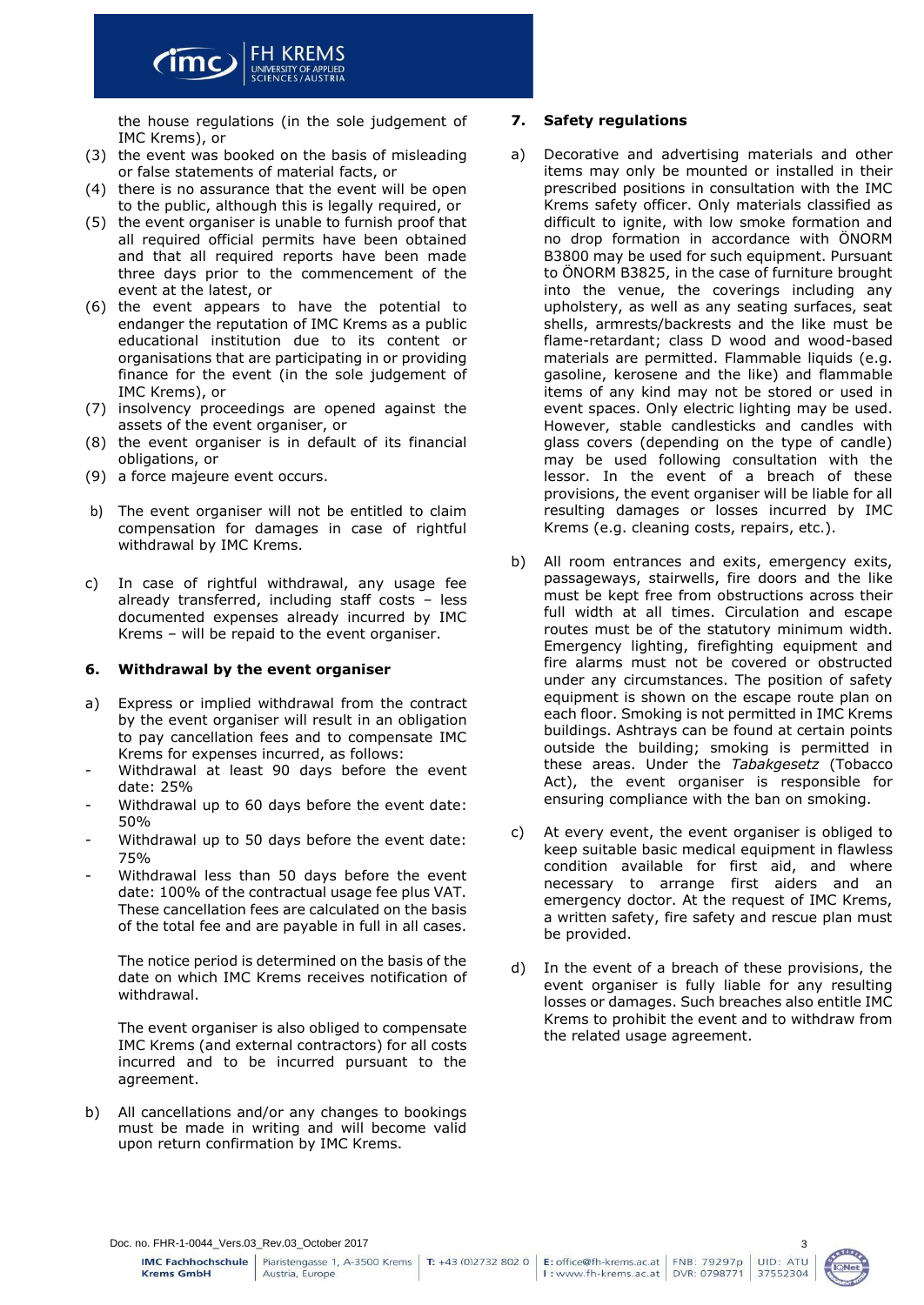the house regulations (in the sole judgement of IMC Krems), or

(3) the event was booked on the basis of misleading or false statements of material facts, or
(4) there is no assurance that the event will be open to the public, although this is legally required, or
(5) the event organiser is unable to furnish proof that all required official permits have been obtained and that all required reports have been made three days prior to the commencement of the event at the latest, or
(6) the event appears to have the potential to endanger the reputation of IMC Krems as a public educational institution due to its content or organisations that are participating in or providing finance for the event (in the sole judgement of IMC Krems), or
(7) insolvency proceedings are opened against the assets of the event organiser, or
(8) the event organiser is in default of its financial obligations, or
(9) a force majeure event occurs.

b) The event organiser will not be entitled to claim compensation for damages in case of rightful withdrawal by IMC Krems.

c) In case of rightful withdrawal, any usage fee already transferred, including staff costs – less documented expenses already incurred by IMC Krems – will be repaid to the event organiser.

## 6. Withdrawal by the event organiser

a) Express or implied withdrawal from the contract by the event organiser will result in an obligation to pay cancellation fees and to compensate IMC Krems for expenses incurred, as follows:

- Withdrawal at least 90 days before the event date: 25%
- Withdrawal up to 60 days before the event date: 50%
- Withdrawal up to 50 days before the event date: 75%
- Withdrawal less than 50 days before the event date: 100% of the contractual usage fee plus VAT. These cancellation fees are calculated on the basis of the total fee and are payable in full in all cases.

The notice period is determined on the basis of the date on which IMC Krems receives notification of withdrawal.

The event organiser is also obliged to compensate IMC Krems (and external contractors) for all costs incurred and to be incurred pursuant to the agreement.

b) All cancellations and/or any changes to bookings must be made in writing and will become valid upon return confirmation by IMC Krems.

## 7. Safety regulations

a) Decorative and advertising materials and other items may only be mounted or installed in their prescribed positions in consultation with the IMC Krems safety officer. Only materials classified as difficult to ignite, with low smoke formation and no drop formation in accordance with ÖNORM B3800 may be used for such equipment. Pursuant to ÖNORM B3825, in the case of furniture brought into the venue, the coverings including any upholstery, as well as any seating surfaces, seat shells, armrests/backrests and the like must be flame-retardant; class D wood and wood-based materials are permitted. Flammable liquids (e.g. gasoline, kerosene and the like) and flammable items of any kind may not be stored or used in event spaces. Only electric lighting may be used. However, stable candlesticks and candles with glass covers (depending on the type of candle) may be used following consultation with the lessor. In the event of a breach of these provisions, the event organiser will be liable for all resulting damages or losses incurred by IMC Krems (e.g. cleaning costs, repairs, etc.).

b) All room entrances and exits, emergency exits, passageways, stairwells, fire doors and the like must be kept free from obstructions across their full width at all times. Circulation and escape routes must be of the statutory minimum width. Emergency lighting, firefighting equipment and fire alarms must not be covered or obstructed under any circumstances. The position of safety equipment is shown on the escape route plan on each floor. Smoking is not permitted in IMC Krems buildings. Ashtrays can be found at certain points outside the building; smoking is permitted in these areas. Under the *Tabakgesetz* (Tobacco Act), the event organiser is responsible for ensuring compliance with the ban on smoking.

c) At every event, the event organiser is obliged to keep suitable basic medical equipment in flawless condition available for first aid, and where necessary to arrange first aiders and an emergency doctor. At the request of IMC Krems, a written safety, fire safety and rescue plan must be provided.

d) In the event of a breach of these provisions, the event organiser is fully liable for any resulting losses or damages. Such breaches also entitle IMC Krems to prohibit the event and to withdraw from the related usage agreement.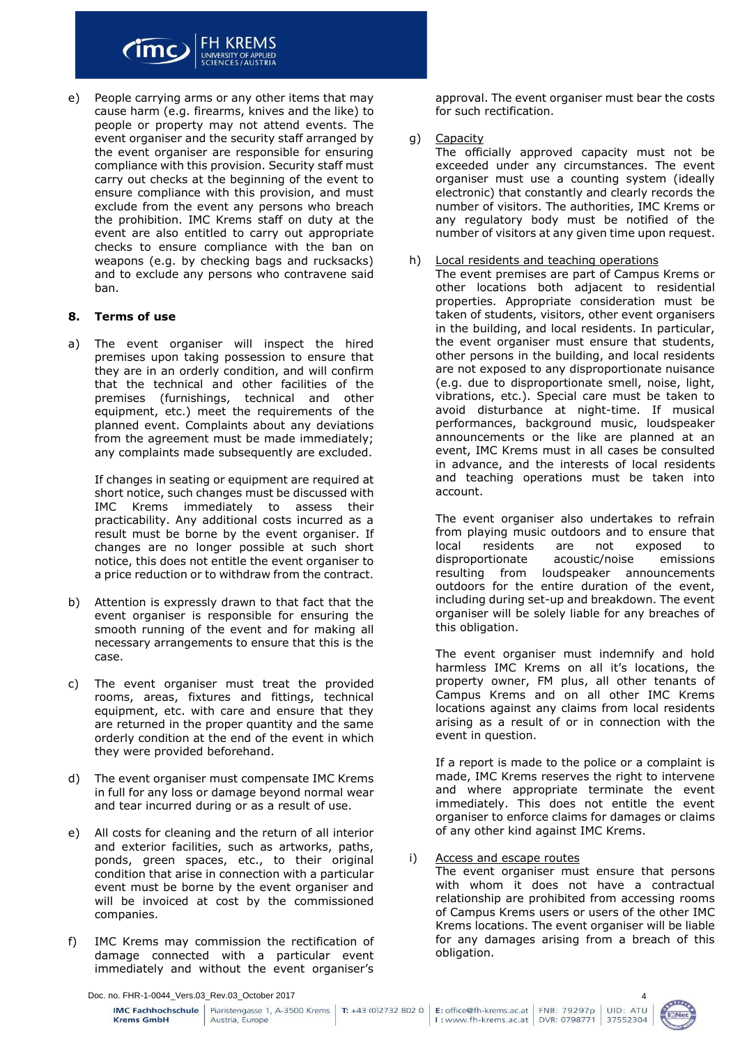e) People carrying arms or any other items that may cause harm (e.g. firearms, knives and the like) to people or property may not attend events. The event organiser and the security staff arranged by the event organiser are responsible for ensuring compliance with this provision. Security staff must carry out checks at the beginning of the event to ensure compliance with this provision, and must exclude from the event any persons who breach the prohibition. IMC Krems staff on duty at the event are also entitled to carry out appropriate checks to ensure compliance with the ban on weapons (e.g. by checking bags and rucksacks) and to exclude any persons who contravene said ban.

## 8. Terms of use

a) The event organiser will inspect the hired premises upon taking possession to ensure that they are in an orderly condition, and will confirm that the technical and other facilities of the premises (furnishings, technical and other equipment, etc.) meet the requirements of the planned event. Complaints about any deviations from the agreement must be made immediately; any complaints made subsequently are excluded.

   If changes in seating or equipment are required at short notice, such changes must be discussed with IMC Krems immediately to assess their practicability. Any additional costs incurred as a result must be borne by the event organiser. If changes are no longer possible at such short notice, this does not entitle the event organiser to a price reduction or to withdraw from the contract.

b) Attention is expressly drawn to that fact that the event organiser is responsible for ensuring the smooth running of the event and for making all necessary arrangements to ensure that this is the case.

c) The event organiser must treat the provided rooms, areas, fixtures and fittings, technical equipment, etc. with care and ensure that they are returned in the proper quantity and the same orderly condition at the end of the event in which they were provided beforehand.

d) The event organiser must compensate IMC Krems in full for any loss or damage beyond normal wear and tear incurred during or as a result of use.

e) All costs for cleaning and the return of all interior and exterior facilities, such as artworks, paths, ponds, green spaces, etc., to their original condition that arise in connection with a particular event must be borne by the event organiser and will be invoiced at cost by the commissioned companies.

f) IMC Krems may commission the rectification of damage connected with a particular event immediately and without the event organiser's approval. The event organiser must bear the costs for such rectification.

g) Capacity
   The officially approved capacity must not be exceeded under any circumstances. The event organiser must use a counting system (ideally electronic) that constantly and clearly records the number of visitors. The authorities, IMC Krems or any regulatory body must be notified of the number of visitors at any given time upon request.

h) Local residents and teaching operations
   The event premises are part of Campus Krems or other locations both adjacent to residential properties. Appropriate consideration must be taken of students, visitors, other event organisers in the building, and local residents. In particular, the event organiser must ensure that students, other persons in the building, and local residents are not exposed to any disproportionate nuisance (e.g. due to disproportionate smell, noise, light, vibrations, etc.). Special care must be taken to avoid disturbance at night-time. If musical performances, background music, loudspeaker announcements or the like are planned at an event, IMC Krems must in all cases be consulted in advance, and the interests of local residents and teaching operations must be taken into account.

   The event organiser also undertakes to refrain from playing music outdoors and to ensure that local residents are not exposed to disproportionate acoustic/noise emissions resulting from loudspeaker announcements outdoors for the entire duration of the event, including during set-up and breakdown. The event organiser will be solely liable for any breaches of this obligation.

   The event organiser must indemnify and hold harmless IMC Krems on all it's locations, the property owner, FM plus, all other tenants of Campus Krems and on all other IMC Krems locations against any claims from local residents arising as a result of or in connection with the event in question.

   If a report is made to the police or a complaint is made, IMC Krems reserves the right to intervene and where appropriate terminate the event immediately. This does not entitle the event organiser to enforce claims for damages or claims of any other kind against IMC Krems.

i) Access and escape routes
   The event organiser must ensure that persons with whom it does not have a contractual relationship are prohibited from accessing rooms of Campus Krems users or users of the other IMC Krems locations. The event organiser will be liable for any damages arising from a breach of this obligation.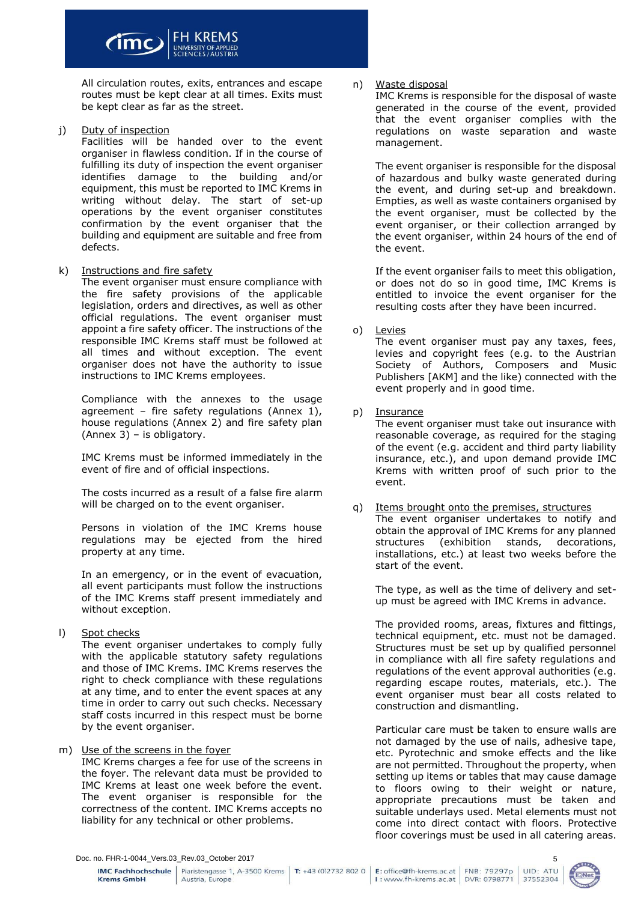All circulation routes, exits, entrances and escape routes must be kept clear at all times. Exits must be kept clear as far as the street.

j) <u>Duty of inspection</u>
Facilities will be handed over to the event organiser in flawless condition. If in the course of fulfilling its duty of inspection the event organiser identifies damage to the building and/or equipment, this must be reported to IMC Krems in writing without delay. The start of set-up operations by the event organiser constitutes confirmation by the event organiser that the building and equipment are suitable and free from defects.

k) <u>Instructions and fire safety</u>
The event organiser must ensure compliance with the fire safety provisions of the applicable legislation, orders and directives, as well as other official regulations. The event organiser must appoint a fire safety officer. The instructions of the responsible IMC Krems staff must be followed at all times and without exception. The event organiser does not have the authority to issue instructions to IMC Krems employees.

Compliance with the annexes to the usage agreement – fire safety regulations (Annex 1), house regulations (Annex 2) and fire safety plan (Annex 3) – is obligatory.

IMC Krems must be informed immediately in the event of fire and of official inspections.

The costs incurred as a result of a false fire alarm will be charged on to the event organiser.

Persons in violation of the IMC Krems house regulations may be ejected from the hired property at any time.

In an emergency, or in the event of evacuation, all event participants must follow the instructions of the IMC Krems staff present immediately and without exception.

l) <u>Spot checks</u>
The event organiser undertakes to comply fully with the applicable statutory safety regulations and those of IMC Krems. IMC Krems reserves the right to check compliance with these regulations at any time, and to enter the event spaces at any time in order to carry out such checks. Necessary staff costs incurred in this respect must be borne by the event organiser.

m) <u>Use of the screens in the foyer</u>
IMC Krems charges a fee for use of the screens in the foyer. The relevant data must be provided to IMC Krems at least one week before the event. The event organiser is responsible for the correctness of the content. IMC Krems accepts no liability for any technical or other problems.

n) <u>Waste disposal</u>
IMC Krems is responsible for the disposal of waste generated in the course of the event, provided that the event organiser complies with the regulations on waste separation and waste management.

The event organiser is responsible for the disposal of hazardous and bulky waste generated during the event, and during set-up and breakdown. Empties, as well as waste containers organised by the event organiser, must be collected by the event organiser, or their collection arranged by the event organiser, within 24 hours of the end of the event.

If the event organiser fails to meet this obligation, or does not do so in good time, IMC Krems is entitled to invoice the event organiser for the resulting costs after they have been incurred.

o) <u>Levies</u>
The event organiser must pay any taxes, fees, levies and copyright fees (e.g. to the Austrian Society of Authors, Composers and Music Publishers [AKM] and the like) connected with the event properly and in good time.

p) <u>Insurance</u>
The event organiser must take out insurance with reasonable coverage, as required for the staging of the event (e.g. accident and third party liability insurance, etc.), and upon demand provide IMC Krems with written proof of such prior to the event.

q) <u>Items brought onto the premises, structures</u>
The event organiser undertakes to notify and obtain the approval of IMC Krems for any planned structures (exhibition stands, decorations, installations, etc.) at least two weeks before the start of the event.

The type, as well as the time of delivery and set-up must be agreed with IMC Krems in advance.

The provided rooms, areas, fixtures and fittings, technical equipment, etc. must not be damaged. Structures must be set up by qualified personnel in compliance with all fire safety regulations and regulations of the event approval authorities (e.g. regarding escape routes, materials, etc.). The event organiser must bear all costs related to construction and dismantling.

Particular care must be taken to ensure walls are not damaged by the use of nails, adhesive tape, etc. Pyrotechnic and smoke effects and the like are not permitted. Throughout the property, when setting up items or tables that may cause damage to floors owing to their weight or nature, appropriate precautions must be taken and suitable underlays used. Metal elements must not come into direct contact with floors. Protective floor coverings must be used in all catering areas.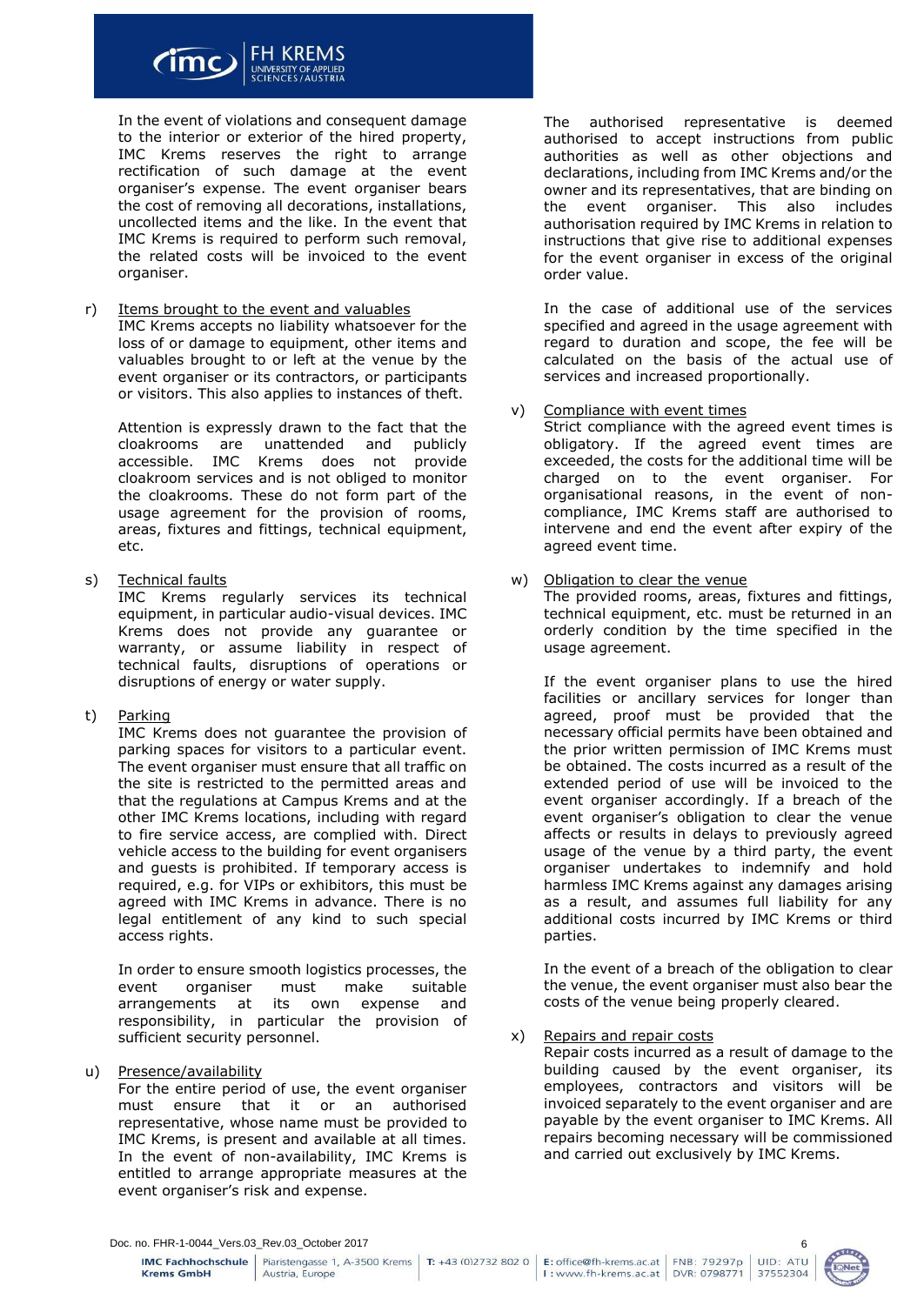In the event of violations and consequent damage to the interior or exterior of the hired property, IMC Krems reserves the right to arrange rectification of such damage at the event organiser's expense. The event organiser bears the cost of removing all decorations, installations, uncollected items and the like. In the event that IMC Krems is required to perform such removal, the related costs will be invoiced to the event organiser.

r) Items brought to the event and valuables
IMC Krems accepts no liability whatsoever for the loss of or damage to equipment, other items and valuables brought to or left at the venue by the event organiser or its contractors, or participants or visitors. This also applies to instances of theft.

Attention is expressly drawn to the fact that the cloakrooms are unattended and publicly accessible. IMC Krems does not provide cloakroom services and is not obliged to monitor the cloakrooms. These do not form part of the usage agreement for the provision of rooms, areas, fixtures and fittings, technical equipment, etc.

s) Technical faults
IMC Krems regularly services its technical equipment, in particular audio-visual devices. IMC Krems does not provide any guarantee or warranty, or assume liability in respect of technical faults, disruptions of operations or disruptions of energy or water supply.

t) Parking
IMC Krems does not guarantee the provision of parking spaces for visitors to a particular event. The event organiser must ensure that all traffic on the site is restricted to the permitted areas and that the regulations at Campus Krems and at the other IMC Krems locations, including with regard to fire service access, are complied with. Direct vehicle access to the building for event organisers and guests is prohibited. If temporary access is required, e.g. for VIPs or exhibitors, this must be agreed with IMC Krems in advance. There is no legal entitlement of any kind to such special access rights.

In order to ensure smooth logistics processes, the event organiser must make suitable arrangements at its own expense and responsibility, in particular the provision of sufficient security personnel.

u) Presence/availability
For the entire period of use, the event organiser must ensure that it or an authorised representative, whose name must be provided to IMC Krems, is present and available at all times. In the event of non-availability, IMC Krems is entitled to arrange appropriate measures at the event organiser's risk and expense.

The authorised representative is deemed authorised to accept instructions from public authorities as well as other objections and declarations, including from IMC Krems and/or the owner and its representatives, that are binding on the event organiser. This also includes authorisation required by IMC Krems in relation to instructions that give rise to additional expenses for the event organiser in excess of the original order value.

In the case of additional use of the services specified and agreed in the usage agreement with regard to duration and scope, the fee will be calculated on the basis of the actual use of services and increased proportionally.

v) Compliance with event times
Strict compliance with the agreed event times is obligatory. If the agreed event times are exceeded, the costs for the additional time will be charged on to the event organiser. For organisational reasons, in the event of non-compliance, IMC Krems staff are authorised to intervene and end the event after expiry of the agreed event time.

w) Obligation to clear the venue
The provided rooms, areas, fixtures and fittings, technical equipment, etc. must be returned in an orderly condition by the time specified in the usage agreement.

If the event organiser plans to use the hired facilities or ancillary services for longer than agreed, proof must be provided that the necessary official permits have been obtained and the prior written permission of IMC Krems must be obtained. The costs incurred as a result of the extended period of use will be invoiced to the event organiser accordingly. If a breach of the event organiser's obligation to clear the venue affects or results in delays to previously agreed usage of the venue by a third party, the event organiser undertakes to indemnify and hold harmless IMC Krems against any damages arising as a result, and assumes full liability for any additional costs incurred by IMC Krems or third parties.

In the event of a breach of the obligation to clear the venue, the event organiser must also bear the costs of the venue being properly cleared.

x) Repairs and repair costs
Repair costs incurred as a result of damage to the building caused by the event organiser, its employees, contractors and visitors will be invoiced separately to the event organiser and are payable by the event organiser to IMC Krems. All repairs becoming necessary will be commissioned and carried out exclusively by IMC Krems.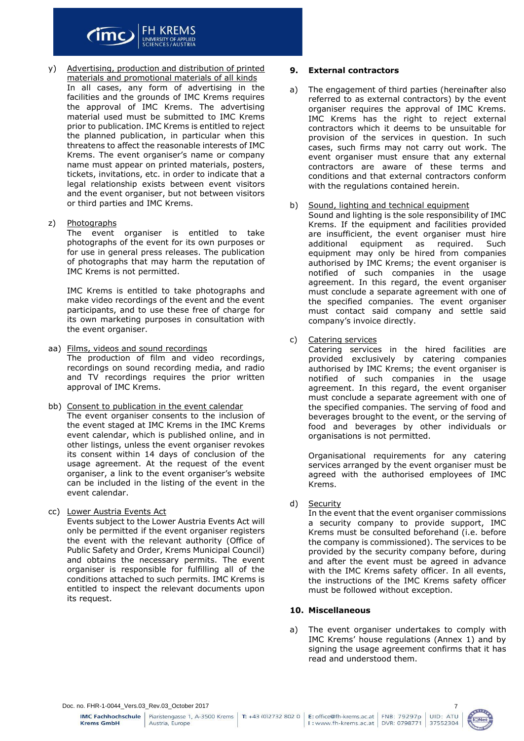y) Advertising, production and distribution of printed materials and promotional materials of all kinds
In all cases, any form of advertising in the facilities and the grounds of IMC Krems requires the approval of IMC Krems. The advertising material used must be submitted to IMC Krems prior to publication. IMC Krems is entitled to reject the planned publication, in particular when this threatens to affect the reasonable interests of IMC Krems. The event organiser's name or company name must appear on printed materials, posters, tickets, invitations, etc. in order to indicate that a legal relationship exists between event visitors and the event organiser, but not between visitors or third parties and IMC Krems.

z) Photographs
The event organiser is entitled to take photographs of the event for its own purposes or for use in general press releases. The publication of photographs that may harm the reputation of IMC Krems is not permitted.

IMC Krems is entitled to take photographs and make video recordings of the event and the event participants, and to use these free of charge for its own marketing purposes in consultation with the event organiser.

aa) Films, videos and sound recordings
The production of film and video recordings, recordings on sound recording media, and radio and TV recordings requires the prior written approval of IMC Krems.

bb) Consent to publication in the event calendar
The event organiser consents to the inclusion of the event staged at IMC Krems in the IMC Krems event calendar, which is published online, and in other listings, unless the event organiser revokes its consent within 14 days of conclusion of the usage agreement. At the request of the event organiser, a link to the event organiser's website can be included in the listing of the event in the event calendar.

cc) Lower Austria Events Act
Events subject to the Lower Austria Events Act will only be permitted if the event organiser registers the event with the relevant authority (Office of Public Safety and Order, Krems Municipal Council) and obtains the necessary permits. The event organiser is responsible for fulfilling all of the conditions attached to such permits. IMC Krems is entitled to inspect the relevant documents upon its request.

## 9. External contractors

a) The engagement of third parties (hereinafter also referred to as external contractors) by the event organiser requires the approval of IMC Krems. IMC Krems has the right to reject external contractors which it deems to be unsuitable for provision of the services in question. In such cases, such firms may not carry out work. The event organiser must ensure that any external contractors are aware of these terms and conditions and that external contractors conform with the regulations contained herein.

b) Sound, lighting and technical equipment
Sound and lighting is the sole responsibility of IMC Krems. If the equipment and facilities provided are insufficient, the event organiser must hire additional equipment as required. Such equipment may only be hired from companies authorised by IMC Krems; the event organiser is notified of such companies in the usage agreement. In this regard, the event organiser must conclude a separate agreement with one of the specified companies. The event organiser must contact said company and settle said company's invoice directly.

c) Catering services
Catering services in the hired facilities are provided exclusively by catering companies authorised by IMC Krems; the event organiser is notified of such companies in the usage agreement. In this regard, the event organiser must conclude a separate agreement with one of the specified companies. The serving of food and beverages brought to the event, or the serving of food and beverages by other individuals or organisations is not permitted.

Organisational requirements for any catering services arranged by the event organiser must be agreed with the authorised employees of IMC Krems.

d) Security
In the event that the event organiser commissions a security company to provide support, IMC Krems must be consulted beforehand (i.e. before the company is commissioned). The services to be provided by the security company before, during and after the event must be agreed in advance with the IMC Krems safety officer. In all events, the instructions of the IMC Krems safety officer must be followed without exception.

## 10. Miscellaneous

a) The event organiser undertakes to comply with IMC Krems' house regulations (Annex 1) and by signing the usage agreement confirms that it has read and understood them.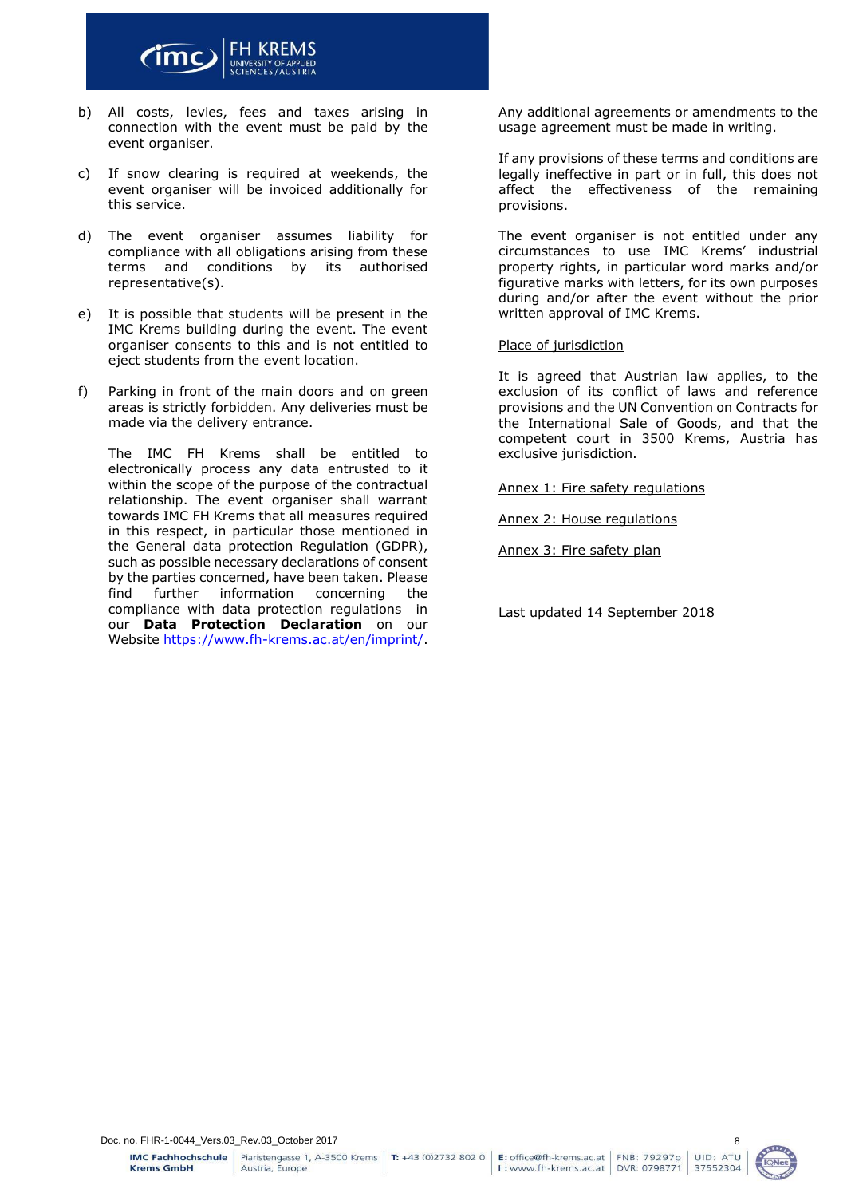b) All costs, levies, fees and taxes arising in connection with the event must be paid by the event organiser.

c) If snow clearing is required at weekends, the event organiser will be invoiced additionally for this service.

d) The event organiser assumes liability for compliance with all obligations arising from these terms and conditions by its authorised representative(s).

e) It is possible that students will be present in the IMC Krems building during the event. The event organiser consents to this and is not entitled to eject students from the event location.

f) Parking in front of the main doors and on green areas is strictly forbidden. Any deliveries must be made via the delivery entrance.

The IMC FH Krems shall be entitled to electronically process any data entrusted to it within the scope of the purpose of the contractual relationship. The event organiser shall warrant towards IMC FH Krems that all measures required in this respect, in particular those mentioned in the General data protection Regulation (GDPR), such as possible necessary declarations of consent by the parties concerned, have been taken. Please find further information concerning the compliance with data protection regulations in our **Data Protection Declaration** on our Website https://www.fh-krems.ac.at/en/imprint/.

Any additional agreements or amendments to the usage agreement must be made in writing.

If any provisions of these terms and conditions are legally ineffective in part or in full, this does not affect the effectiveness of the remaining provisions.

The event organiser is not entitled under any circumstances to use IMC Krems' industrial property rights, in particular word marks and/or figurative marks with letters, for its own purposes during and/or after the event without the prior written approval of IMC Krems.

Place of jurisdiction

It is agreed that Austrian law applies, to the exclusion of its conflict of laws and reference provisions and the UN Convention on Contracts for the International Sale of Goods, and that the competent court in 3500 Krems, Austria has exclusive jurisdiction.

Annex 1: Fire safety regulations

Annex 2: House regulations

Annex 3: Fire safety plan

Last updated 14 September 2018